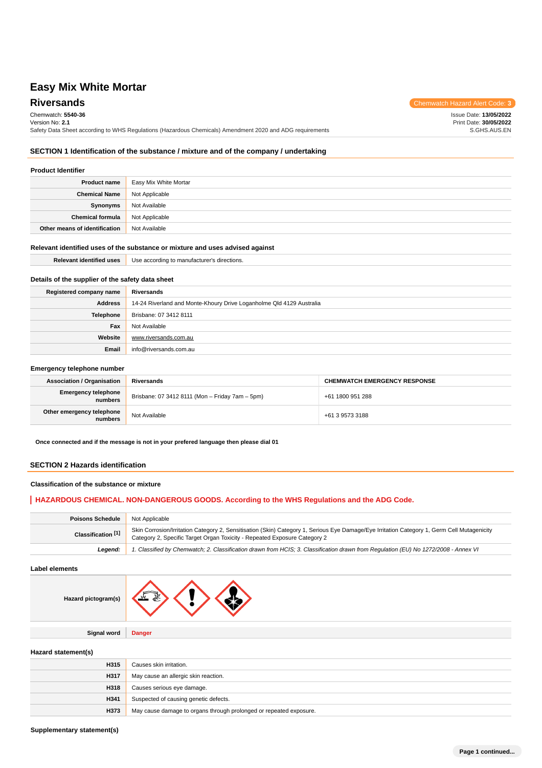# Easy Mix White Mortar

## Riversands

Chemwatch Hazard Alert Code: 3

Chemwatch: **5540-36**
Version No: **2.1**
Safety Data Sheet according to WHS Regulations (Hazardous Chemicals) Amendment 2020 and ADG requirements

Issue Date: **13/05/2022**
Print Date: **30/05/2022**
S.GHS.AUS.EN

## SECTION 1 Identification of the substance / mixture and of the company / undertaking

### Product Identifier

| | |
|---|---|
| **Product name** | Easy Mix White Mortar |
| **Chemical Name** | Not Applicable |
| **Synonyms** | Not Available |
| **Chemical formula** | Not Applicable |
| **Other means of identification** | Not Available |

### Relevant identified uses of the substance or mixture and uses advised against

| | |
|---|---|
| **Relevant identified uses** | Use according to manufacturer's directions. |

### Details of the supplier of the safety data sheet

| | |
|---|---|
| **Registered company name** | Riversands |
| **Address** | 14-24 Riverland and Monte-Khoury Drive Loganholme Qld 4129 Australia |
| **Telephone** | Brisbane: 07 3412 8111 |
| **Fax** | Not Available |
| **Website** | www.riversands.com.au |
| **Email** | info@riversands.com.au |

### Emergency telephone number

| **Association / Organisation** | **Riversands** | **CHEMWATCH EMERGENCY RESPONSE** |
|---|---|---|
| **Emergency telephone numbers** | Brisbane: 07 3412 8111 (Mon – Friday 7am – 5pm) | +61 1800 951 288 |
| **Other emergency telephone numbers** | Not Available | +61 3 9573 3188 |

**Once connected and if the message is not in your prefered language then please dial 01**

## SECTION 2 Hazards identification

### Classification of the substance or mixture

**HAZARDOUS CHEMICAL. NON-DANGEROUS GOODS. According to the WHS Regulations and the ADG Code.**

| | |
|---|---|
| **Poisons Schedule** | Not Applicable |
| **Classification [1]** | Skin Corrosion/Irritation Category 2, Sensitisation (Skin) Category 1, Serious Eye Damage/Eye Irritation Category 1, Germ Cell Mutagenicity Category 2, Specific Target Organ Toxicity - Repeated Exposure Category 2 |
| ***Legend:*** | *1. Classified by Chemwatch; 2. Classification drawn from HCIS; 3. Classification drawn from Regulation (EU) No 1272/2008 - Annex VI* |

### Label elements

| | |
|---|---|
| **Hazard pictogram(s)** | |
| **Signal word** | **Danger** |

### Hazard statement(s)

| | |
|---|---|
| **H315** | Causes skin irritation. |
| **H317** | May cause an allergic skin reaction. |
| **H318** | Causes serious eye damage. |
| **H341** | Suspected of causing genetic defects. |
| **H373** | May cause damage to organs through prolonged or repeated exposure. |

### Supplementary statement(s)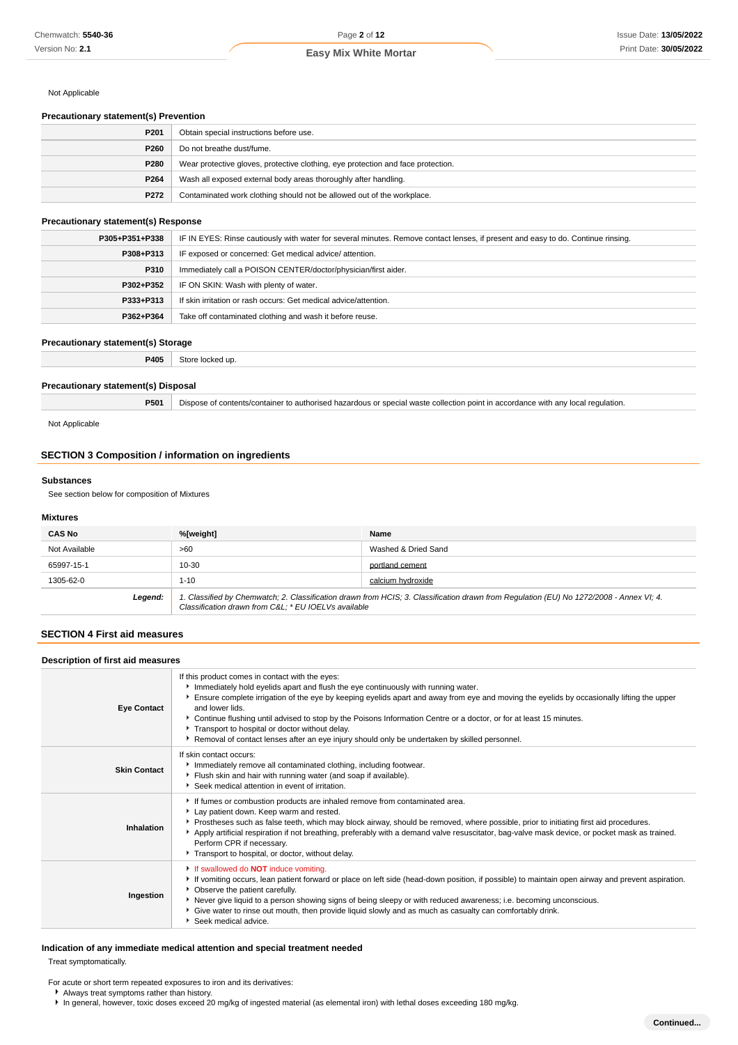Not Applicable

### Precautionary statement(s) Prevention

| | |
|---|---|
| **P201** | Obtain special instructions before use. |
| **P260** | Do not breathe dust/fume. |
| **P280** | Wear protective gloves, protective clothing, eye protection and face protection. |
| **P264** | Wash all exposed external body areas thoroughly after handling. |
| **P272** | Contaminated work clothing should not be allowed out of the workplace. |

### Precautionary statement(s) Response

| | |
|---|---|
| **P305+P351+P338** | IF IN EYES: Rinse cautiously with water for several minutes. Remove contact lenses, if present and easy to do. Continue rinsing. |
| **P308+P313** | IF exposed or concerned: Get medical advice/ attention. |
| **P310** | Immediately call a POISON CENTER/doctor/physician/first aider. |
| **P302+P352** | IF ON SKIN: Wash with plenty of water. |
| **P333+P313** | If skin irritation or rash occurs: Get medical advice/attention. |
| **P362+P364** | Take off contaminated clothing and wash it before reuse. |

### Precautionary statement(s) Storage

| | |
|---|---|
| **P405** | Store locked up. |

### Precautionary statement(s) Disposal

| | |
|---|---|
| **P501** | Dispose of contents/container to authorised hazardous or special waste collection point in accordance with any local regulation. |

Not Applicable

## SECTION 3 Composition / information on ingredients

### Substances

See section below for composition of Mixtures

### Mixtures

| CAS No | %[weight] | Name |
|---|---|---|
| Not Available | >60 | Washed & Dried Sand |
| 65997-15-1 | 10-30 | portland cement |
| 1305-62-0 | 1-10 | calcium hydroxide |
| ***Legend:*** | *1. Classified by Chemwatch; 2. Classification drawn from HCIS; 3. Classification drawn from Regulation (EU) No 1272/2008 - Annex VI; 4. Classification drawn from C&L; * EU IOELVs available* | |

## SECTION 4 First aid measures

### Description of first aid measures

| | |
|---|---|
| **Eye Contact** | If this product comes in contact with the eyes:<br>▸ Immediately hold eyelids apart and flush the eye continuously with running water.<br>▸ Ensure complete irrigation of the eye by keeping eyelids apart and away from eye and moving the eyelids by occasionally lifting the upper and lower lids.<br>▸ Continue flushing until advised to stop by the Poisons Information Centre or a doctor, or for at least 15 minutes.<br>▸ Transport to hospital or doctor without delay.<br>▸ Removal of contact lenses after an eye injury should only be undertaken by skilled personnel. |
| **Skin Contact** | If skin contact occurs:<br>▸ Immediately remove all contaminated clothing, including footwear.<br>▸ Flush skin and hair with running water (and soap if available).<br>▸ Seek medical attention in event of irritation. |
| **Inhalation** | ▸ If fumes or combustion products are inhaled remove from contaminated area.<br>▸ Lay patient down. Keep warm and rested.<br>▸ Prostheses such as false teeth, which may block airway, should be removed, where possible, prior to initiating first aid procedures.<br>▸ Apply artificial respiration if not breathing, preferably with a demand valve resuscitator, bag-valve mask device, or pocket mask as trained. Perform CPR if necessary.<br>▸ Transport to hospital, or doctor, without delay. |
| **Ingestion** | ▸ If swallowed do **NOT** induce vomiting.<br>▸ If vomiting occurs, lean patient forward or place on left side (head-down position, if possible) to maintain open airway and prevent aspiration.<br>▸ Observe the patient carefully.<br>▸ Never give liquid to a person showing signs of being sleepy or with reduced awareness; i.e. becoming unconscious.<br>▸ Give water to rinse out mouth, then provide liquid slowly and as much as casualty can comfortably drink.<br>▸ Seek medical advice. |

### Indication of any immediate medical attention and special treatment needed

Treat symptomatically.

For acute or short term repeated exposures to iron and its derivatives:

- Always treat symptoms rather than history.
- In general, however, toxic doses exceed 20 mg/kg of ingested material (as elemental iron) with lethal doses exceeding 180 mg/kg.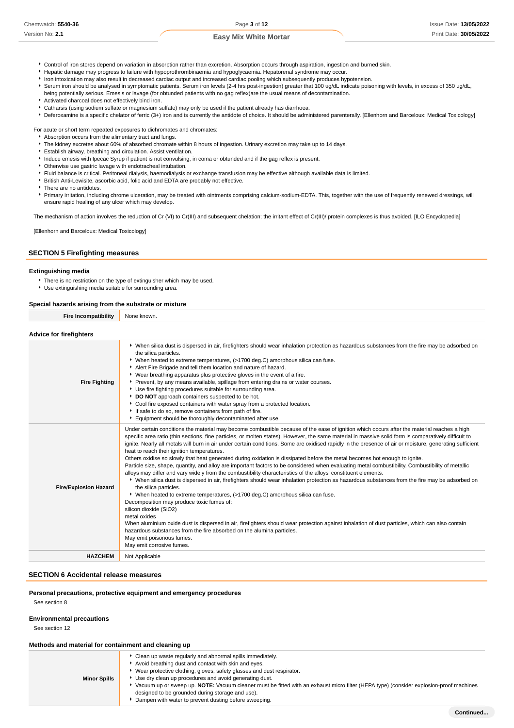- Control of iron stores depend on variation in absorption rather than excretion. Absorption occurs through aspiration, ingestion and burned skin.
- Hepatic damage may progress to failure with hypoprothrombinaemia and hypoglycaemia. Hepatorenal syndrome may occur.
- Iron intoxication may also result in decreased cardiac output and increased cardiac pooling which subsequently produces hypotension.
- Serum iron should be analysed in symptomatic patients. Serum iron levels (2-4 hrs post-ingestion) greater that 100 ug/dL indicate poisoning with levels, in excess of 350 ug/dL, being potentially serious. Emesis or lavage (for obtunded patients with no gag reflex)are the usual means of decontamination.
- Activated charcoal does not effectively bind iron.
- Catharsis (using sodium sulfate or magnesium sulfate) may only be used if the patient already has diarrhoea.
- Deferoxamine is a specific chelator of ferric (3+) iron and is currently the antidote of choice. It should be administered parenterally. [Ellenhorn and Barceloux: Medical Toxicology]

For acute or short term repeated exposures to dichromates and chromates:

- Absorption occurs from the alimentary tract and lungs.
- The kidney excretes about 60% of absorbed chromate within 8 hours of ingestion. Urinary excretion may take up to 14 days.
- Establish airway, breathing and circulation. Assist ventilation.
- Induce emesis with Ipecac Syrup if patient is not convulsing, in coma or obtunded and if the gag reflex is present.
- Otherwise use gastric lavage with endotracheal intubation.
- Fluid balance is critical. Peritoneal dialysis, haemodialysis or exchange transfusion may be effective although available data is limited.
- British Anti-Lewisite, ascorbic acid, folic acid and EDTA are probably not effective.
- There are no antidotes.
- Primary irritation, including chrome ulceration, may be treated with ointments comprising calcium-sodium-EDTA. This, together with the use of frequently renewed dressings, will ensure rapid healing of any ulcer which may develop.

The mechanism of action involves the reduction of Cr (VI) to Cr(III) and subsequent chelation; the irritant effect of Cr(III)/ protein complexes is thus avoided. [ILO Encyclopedia]

[Ellenhorn and Barceloux: Medical Toxicology]

## SECTION 5 Firefighting measures

### Extinguishing media

- There is no restriction on the type of extinguisher which may be used.
- Use extinguishing media suitable for surrounding area.

### Special hazards arising from the substrate or mixture

| | |
|---|---|
| **Fire Incompatibility** | None known. |

### Advice for firefighters

| | |
|---|---|
| **Fire Fighting** | ▸ When silica dust is dispersed in air, firefighters should wear inhalation protection as hazardous substances from the fire may be adsorbed on the silica particles.<br>▸ When heated to extreme temperatures, (>1700 deg.C) amorphous silica can fuse.<br>▸ Alert Fire Brigade and tell them location and nature of hazard.<br>▸ Wear breathing apparatus plus protective gloves in the event of a fire.<br>▸ Prevent, by any means available, spillage from entering drains or water courses.<br>▸ Use fire fighting procedures suitable for surrounding area.<br>▸ **DO NOT** approach containers suspected to be hot.<br>▸ Cool fire exposed containers with water spray from a protected location.<br>▸ If safe to do so, remove containers from path of fire.<br>▸ Equipment should be thoroughly decontaminated after use. |
| **Fire/Explosion Hazard** | Under certain conditions the material may become combustible because of the ease of ignition which occurs after the material reaches a high specific area ratio (thin sections, fine particles, or molten states). However, the same material in massive solid form is comparatively difficult to ignite. Nearly all metals will burn in air under certain conditions. Some are oxidised rapidly in the presence of air or moisture, generating sufficient heat to reach their ignition temperatures.<br>Others oxidise so slowly that heat generated during oxidation is dissipated before the metal becomes hot enough to ignite.<br>Particle size, shape, quantity, and alloy are important factors to be considered when evaluating metal combustibility. Combustibility of metallic alloys may differ and vary widely from the combustibility characteristics of the alloys' constituent elements.<br>▸ When silica dust is dispersed in air, firefighters should wear inhalation protection as hazardous substances from the fire may be adsorbed on the silica particles.<br>▸ When heated to extreme temperatures, (>1700 deg.C) amorphous silica can fuse.<br>Decomposition may produce toxic fumes of:<br>silicon dioxide ($SiO_2$)<br>metal oxides<br>When aluminium oxide dust is dispersed in air, firefighters should wear protection against inhalation of dust particles, which can also contain hazardous substances from the fire absorbed on the alumina particles.<br>May emit poisonous fumes.<br>May emit corrosive fumes. |
| **HAZCHEM** | Not Applicable |

## SECTION 6 Accidental release measures

### Personal precautions, protective equipment and emergency procedures

See section 8

### Environmental precautions

See section 12

### Methods and material for containment and cleaning up

| | |
|---|---|
| **Minor Spills** | ▸ Clean up waste regularly and abnormal spills immediately.<br>▸ Avoid breathing dust and contact with skin and eyes.<br>▸ Wear protective clothing, gloves, safety glasses and dust respirator.<br>▸ Use dry clean up procedures and avoid generating dust.<br>▸ Vacuum up or sweep up. **NOTE:** Vacuum cleaner must be fitted with an exhaust micro filter (HEPA type) (consider explosion-proof machines designed to be grounded during storage and use).<br>▸ Dampen with water to prevent dusting before sweeping. |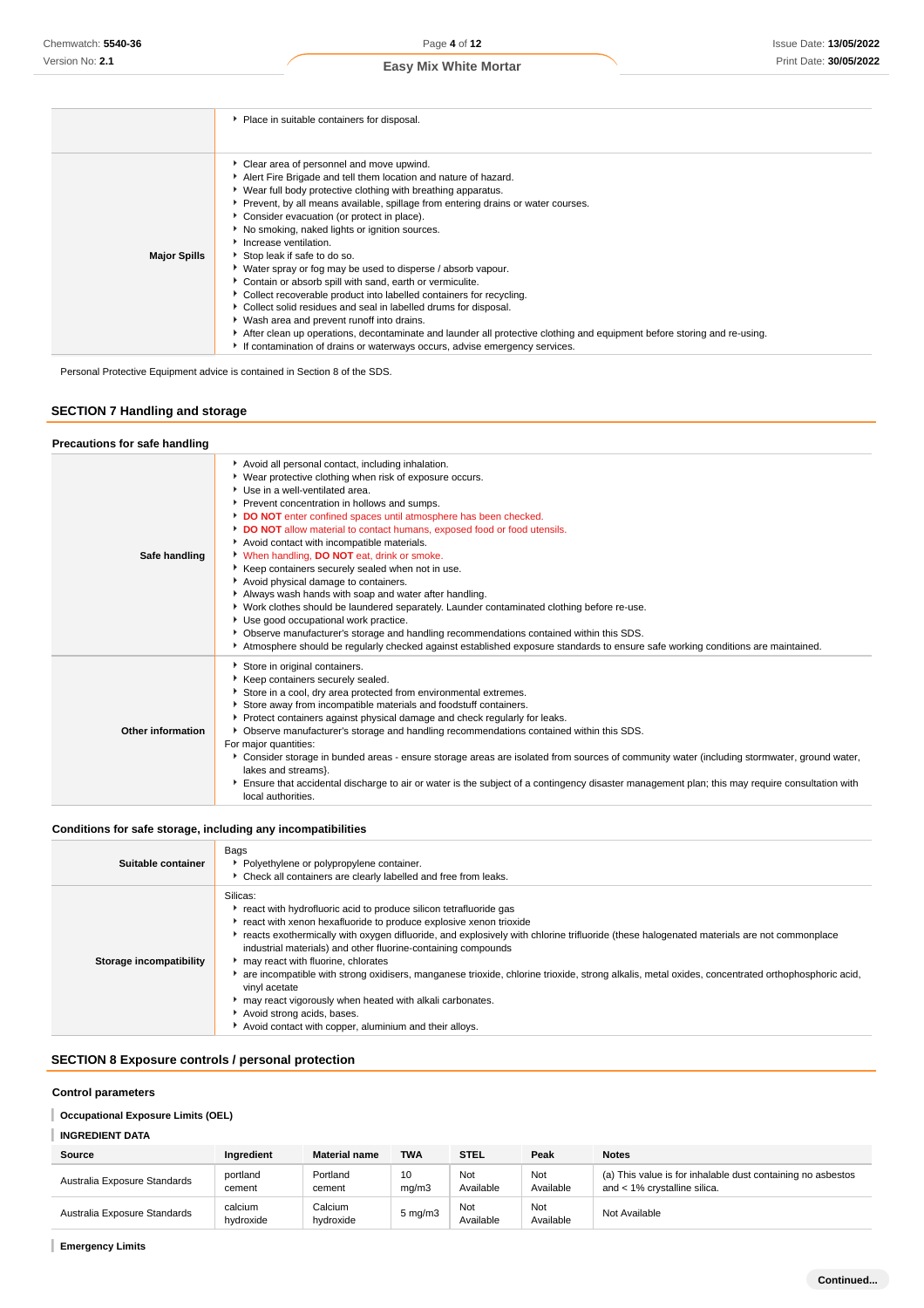| | |
|---|---|
| | • Place in suitable containers for disposal. |
| **Major Spills** | • Clear area of personnel and move upwind.<br>• Alert Fire Brigade and tell them location and nature of hazard.<br>• Wear full body protective clothing with breathing apparatus.<br>• Prevent, by all means available, spillage from entering drains or water courses.<br>• Consider evacuation (or protect in place).<br>• No smoking, naked lights or ignition sources.<br>• Increase ventilation.<br>• Stop leak if safe to do so.<br>• Water spray or fog may be used to disperse / absorb vapour.<br>• Contain or absorb spill with sand, earth or vermiculite.<br>• Collect recoverable product into labelled containers for recycling.<br>• Collect solid residues and seal in labelled drums for disposal.<br>• Wash area and prevent runoff into drains.<br>• After clean up operations, decontaminate and launder all protective clothing and equipment before storing and re-using.<br>• If contamination of drains or waterways occurs, advise emergency services. |

Personal Protective Equipment advice is contained in Section 8 of the SDS.

## SECTION 7 Handling and storage

### Precautions for safe handling

| | |
|---|---|
| **Safe handling** | • Avoid all personal contact, including inhalation.<br>• Wear protective clothing when risk of exposure occurs.<br>• Use in a well-ventilated area.<br>• Prevent concentration in hollows and sumps.<br>• **DO NOT** enter confined spaces until atmosphere has been checked.<br>• **DO NOT** allow material to contact humans, exposed food or food utensils.<br>• Avoid contact with incompatible materials.<br>• When handling, **DO NOT** eat, drink or smoke.<br>• Keep containers securely sealed when not in use.<br>• Avoid physical damage to containers.<br>• Always wash hands with soap and water after handling.<br>• Work clothes should be laundered separately. Launder contaminated clothing before re-use.<br>• Use good occupational work practice.<br>• Observe manufacturer's storage and handling recommendations contained within this SDS.<br>• Atmosphere should be regularly checked against established exposure standards to ensure safe working conditions are maintained. |
| **Other information** | • Store in original containers.<br>• Keep containers securely sealed.<br>• Store in a cool, dry area protected from environmental extremes.<br>• Store away from incompatible materials and foodstuff containers.<br>• Protect containers against physical damage and check regularly for leaks.<br>• Observe manufacturer's storage and handling recommendations contained within this SDS.<br>For major quantities:<br>• Consider storage in bunded areas - ensure storage areas are isolated from sources of community water (including stormwater, ground water, lakes and streams).<br>• Ensure that accidental discharge to air or water is the subject of a contingency disaster management plan; this may require consultation with local authorities. |

### Conditions for safe storage, including any incompatibilities

| | |
|---|---|
| **Suitable container** | Bags<br>• Polyethylene or polypropylene container.<br>• Check all containers are clearly labelled and free from leaks. |
| **Storage incompatibility** | Silicas:<br>• react with hydrofluoric acid to produce silicon tetrafluoride gas<br>• react with xenon hexafluoride to produce explosive xenon trioxide<br>• reacts exothermically with oxygen difluoride, and explosively with chlorine trifluoride (these halogenated materials are not commonplace industrial materials) and other fluorine-containing compounds<br>• may react with fluorine, chlorates<br>• are incompatible with strong oxidisers, manganese trioxide, chlorine trioxide, strong alkalis, metal oxides, concentrated orthophosphoric acid, vinyl acetate<br>• may react vigorously when heated with alkali carbonates.<br>• Avoid strong acids, bases.<br>• Avoid contact with copper, aluminium and their alloys. |

## SECTION 8 Exposure controls / personal protection

### Control parameters

**Occupational Exposure Limits (OEL)**

**INGREDIENT DATA**

| Source | Ingredient | Material name | TWA | STEL | Peak | Notes |
|---|---|---|---|---|---|---|
| Australia Exposure Standards | portland cement | Portland cement | 10 mg/m3 | Not Available | Not Available | (a) This value is for inhalable dust containing no asbestos and < 1% crystalline silica. |
| Australia Exposure Standards | calcium hydroxide | Calcium hydroxide | 5 mg/m3 | Not Available | Not Available | Not Available |

**Emergency Limits**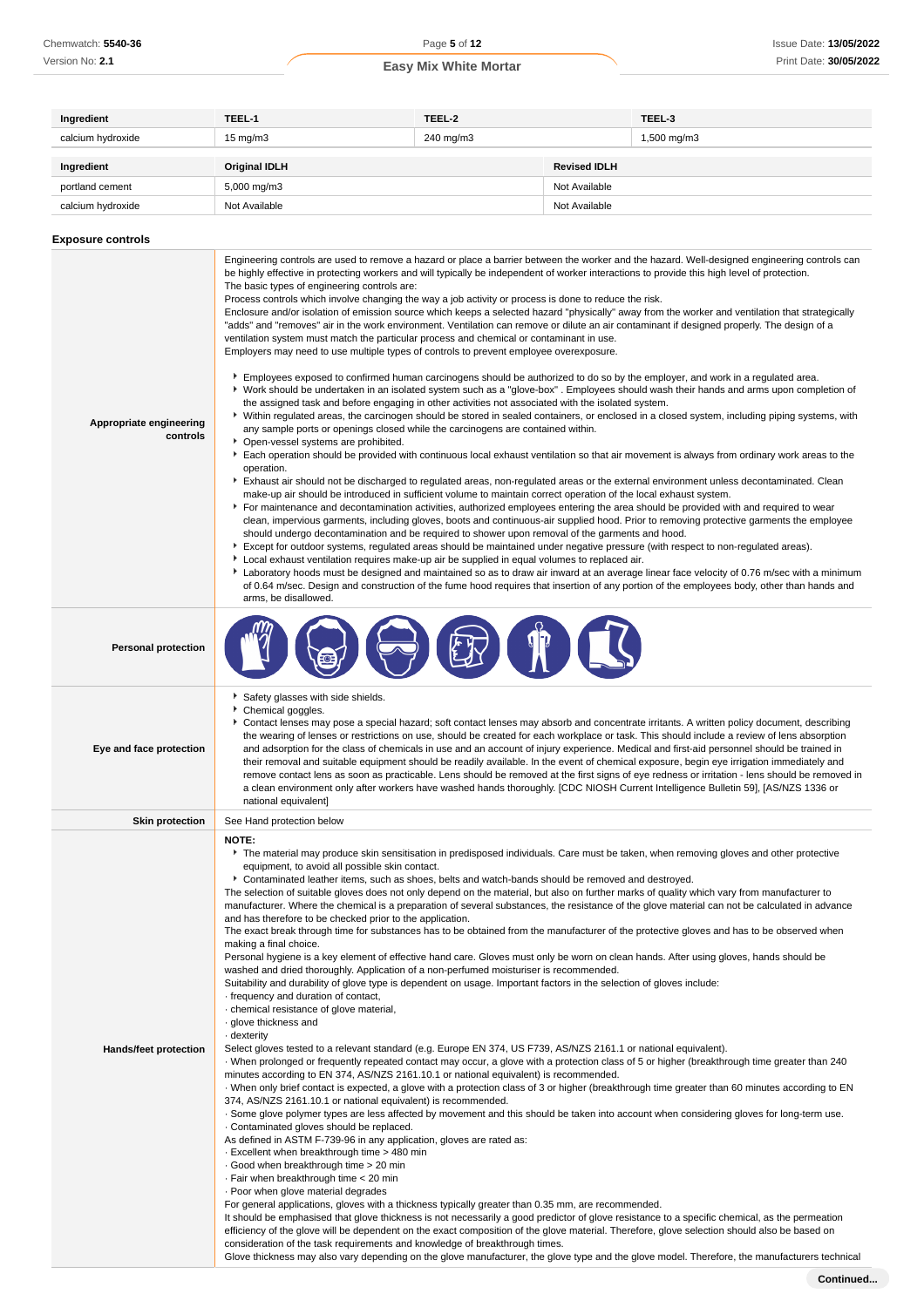| Ingredient | TEEL-1 | TEEL-2 | TEEL-3 |
|---|---|---|---|
| calcium hydroxide | 15 mg/m3 | 240 mg/m3 | 1,500 mg/m3 |

| Ingredient | Original IDLH | Revised IDLH |
|---|---|---|
| portland cement | 5,000 mg/m3 | Not Available |
| calcium hydroxide | Not Available | Not Available |

### Exposure controls

**Appropriate engineering controls**

Engineering controls are used to remove a hazard or place a barrier between the worker and the hazard. Well-designed engineering controls can be highly effective in protecting workers and will typically be independent of worker interactions to provide this high level of protection.
The basic types of engineering controls are:
Process controls which involve changing the way a job activity or process is done to reduce the risk.
Enclosure and/or isolation of emission source which keeps a selected hazard "physically" away from the worker and ventilation that strategically "adds" and "removes" air in the work environment. Ventilation can remove or dilute an air contaminant if designed properly. The design of a ventilation system must match the particular process and chemical or contaminant in use.
Employers may need to use multiple types of controls to prevent employee overexposure.

- Employees exposed to confirmed human carcinogens should be authorized to do so by the employer, and work in a regulated area.
- Work should be undertaken in an isolated system such as a "glove-box" . Employees should wash their hands and arms upon completion of the assigned task and before engaging in other activities not associated with the isolated system.
- Within regulated areas, the carcinogen should be stored in sealed containers, or enclosed in a closed system, including piping systems, with any sample ports or openings closed while the carcinogens are contained within.
- Open-vessel systems are prohibited.
- Each operation should be provided with continuous local exhaust ventilation so that air movement is always from ordinary work areas to the operation.
- Exhaust air should not be discharged to regulated areas, non-regulated areas or the external environment unless decontaminated. Clean make-up air should be introduced in sufficient volume to maintain correct operation of the local exhaust system.
- For maintenance and decontamination activities, authorized employees entering the area should be provided with and required to wear clean, impervious garments, including gloves, boots and continuous-air supplied hood. Prior to removing protective garments the employee should undergo decontamination and be required to shower upon removal of the garments and hood.
- Except for outdoor systems, regulated areas should be maintained under negative pressure (with respect to non-regulated areas).
- Local exhaust ventilation requires make-up air be supplied in equal volumes to replaced air.
- Laboratory hoods must be designed and maintained so as to draw air inward at an average linear face velocity of 0.76 m/sec with a minimum of 0.64 m/sec. Design and construction of the fume hood requires that insertion of any portion of the employees body, other than hands and arms, be disallowed.

**Personal protection**

**Eye and face protection**

- Safety glasses with side shields.
- Chemical goggles.
- Contact lenses may pose a special hazard; soft contact lenses may absorb and concentrate irritants. A written policy document, describing the wearing of lenses or restrictions on use, should be created for each workplace or task. This should include a review of lens absorption and adsorption for the class of chemicals in use and an account of injury experience. Medical and first-aid personnel should be trained in their removal and suitable equipment should be readily available. In the event of chemical exposure, begin eye irrigation immediately and remove contact lens as soon as practicable. Lens should be removed at the first signs of eye redness or irritation - lens should be removed in a clean environment only after workers have washed hands thoroughly. [CDC NIOSH Current Intelligence Bulletin 59], [AS/NZS 1336 or national equivalent]

**Skin protection**

See Hand protection below

**Hands/feet protection**

**NOTE:**

- The material may produce skin sensitisation in predisposed individuals. Care must be taken, when removing gloves and other protective equipment, to avoid all possible skin contact.
- Contaminated leather items, such as shoes, belts and watch-bands should be removed and destroyed.

The selection of suitable gloves does not only depend on the material, but also on further marks of quality which vary from manufacturer to manufacturer. Where the chemical is a preparation of several substances, the resistance of the glove material can not be calculated in advance and has therefore to be checked prior to the application.
The exact break through time for substances has to be obtained from the manufacturer of the protective gloves and has to be observed when making a final choice.
Personal hygiene is a key element of effective hand care. Gloves must only be worn on clean hands. After using gloves, hands should be washed and dried thoroughly. Application of a non-perfumed moisturiser is recommended.
Suitability and durability of glove type is dependent on usage. Important factors in the selection of gloves include:
· frequency and duration of contact,
· chemical resistance of glove material,
· glove thickness and
· dexterity
Select gloves tested to a relevant standard (e.g. Europe EN 374, US F739, AS/NZS 2161.1 or national equivalent).
· When prolonged or frequently repeated contact may occur, a glove with a protection class of 5 or higher (breakthrough time greater than 240 minutes according to EN 374, AS/NZS 2161.10.1 or national equivalent) is recommended.
· When only brief contact is expected, a glove with a protection class of 3 or higher (breakthrough time greater than 60 minutes according to EN 374, AS/NZS 2161.10.1 or national equivalent) is recommended.
· Some glove polymer types are less affected by movement and this should be taken into account when considering gloves for long-term use.
· Contaminated gloves should be replaced.
As defined in ASTM F-739-96 in any application, gloves are rated as:
· Excellent when breakthrough time > 480 min
· Good when breakthrough time > 20 min
· Fair when breakthrough time < 20 min
· Poor when glove material degrades
For general applications, gloves with a thickness typically greater than 0.35 mm, are recommended.
It should be emphasised that glove thickness is not necessarily a good predictor of glove resistance to a specific chemical, as the permeation efficiency of the glove will be dependent on the exact composition of the glove material. Therefore, glove selection should also be based on consideration of the task requirements and knowledge of breakthrough times.
Glove thickness may also vary depending on the glove manufacturer, the glove type and the glove model. Therefore, the manufacturers technical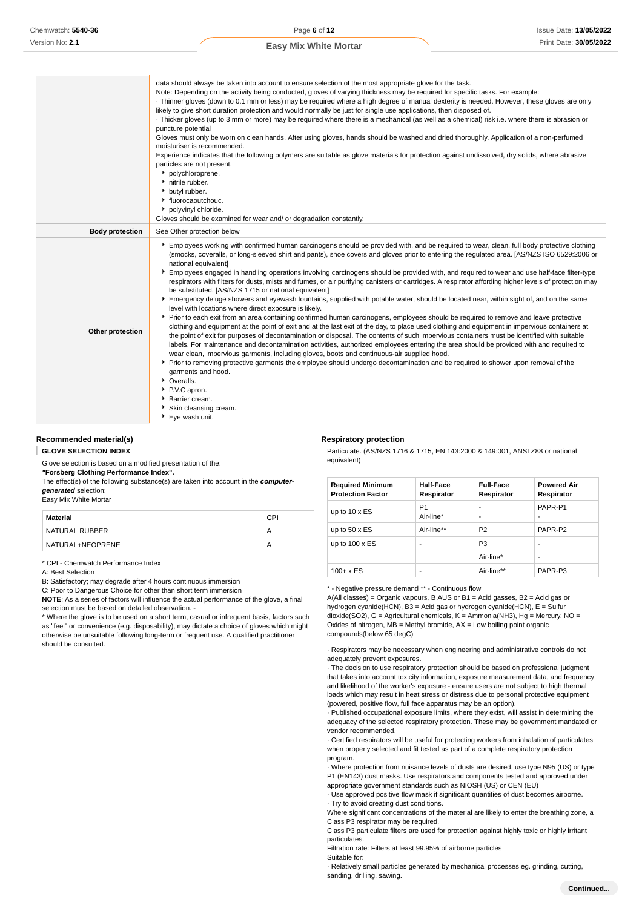| | |
|---|---|
| | data should always be taken into account to ensure selection of the most appropriate glove for the task. Note: Depending on the activity being conducted, gloves of varying thickness may be required for specific tasks. For example: · Thinner gloves (down to 0.1 mm or less) may be required where a high degree of manual dexterity is needed. However, these gloves are only likely to give short duration protection and would normally be just for single use applications, then disposed of. · Thicker gloves (up to 3 mm or more) may be required where there is a mechanical (as well as a chemical) risk i.e. where there is abrasion or puncture potential Gloves must only be worn on clean hands. After using gloves, hands should be washed and dried thoroughly. Application of a non-perfumed moisturiser is recommended. Experience indicates that the following polymers are suitable as glove materials for protection against undissolved, dry solids, where abrasive particles are not present. ▸ polychloroprene. ▸ nitrile rubber. ▸ butyl rubber. ▸ fluorocaoutchouc. ▸ polyvinyl chloride. Gloves should be examined for wear and/ or degradation constantly. |
| **Body protection** | See Other protection below |
| **Other protection** | ▸ Employees working with confirmed human carcinogens should be provided with, and be required to wear, clean, full body protective clothing (smocks, coveralls, or long-sleeved shirt and pants), shoe covers and gloves prior to entering the regulated area. [AS/NZS ISO 6529:2006 or national equivalent] ▸ Employees engaged in handling operations involving carcinogens should be provided with, and required to wear and use half-face filter-type respirators with filters for dusts, mists and fumes, or air purifying canisters or cartridges. A respirator affording higher levels of protection may be substituted. [AS/NZS 1715 or national equivalent] ▸ Emergency deluge showers and eyewash fountains, supplied with potable water, should be located near, within sight of, and on the same level with locations where direct exposure is likely. ▸ Prior to each exit from an area containing confirmed human carcinogens, employees should be required to remove and leave protective clothing and equipment at the point of exit and at the last exit of the day, to place used clothing and equipment in impervious containers at the point of exit for purposes of decontamination or disposal. The contents of such impervious containers must be identified with suitable labels. For maintenance and decontamination activities, authorized employees entering the area should be provided with and required to wear clean, impervious garments, including gloves, boots and continuous-air supplied hood. ▸ Prior to removing protective garments the employee should undergo decontamination and be required to shower upon removal of the garments and hood. ▸ Overalls. ▸ P.V.C apron. ▸ Barrier cream. ▸ Skin cleansing cream. ▸ Eye wash unit. |

### Recommended material(s)

**GLOVE SELECTION INDEX**

Glove selection is based on a modified presentation of the:

***"Forsberg Clothing Performance Index".***

The effect(s) of the following substance(s) are taken into account in the ***computer-generated*** selection:

Easy Mix White Mortar

| Material | CPI |
|---|---|
| NATURAL RUBBER | A |
| NATURAL+NEOPRENE | A |

* CPI - Chemwatch Performance Index

A: Best Selection

B: Satisfactory; may degrade after 4 hours continuous immersion

C: Poor to Dangerous Choice for other than short term immersion

**NOTE**: As a series of factors will influence the actual performance of the glove, a final selection must be based on detailed observation. -

* Where the glove is to be used on a short term, casual or infrequent basis, factors such as "feel" or convenience (e.g. disposability), may dictate a choice of gloves which might otherwise be unsuitable following long-term or frequent use. A qualified practitioner should be consulted.

### Respiratory protection

Particulate. (AS/NZS 1716 & 1715, EN 143:2000 & 149:001, ANSI Z88 or national equivalent)

| Required Minimum Protection Factor | Half-Face Respirator | Full-Face Respirator | Powered Air Respirator |
|---|---|---|---|
| up to 10 x ES | P1<br>Air-line* | -<br>- | PAPR-P1<br>- |
| up to 50 x ES | Air-line** | P2 | PAPR-P2 |
| up to 100 x ES | - | P3 | - |
| | | Air-line* | - |
| 100+ x ES | - | Air-line** | PAPR-P3 |

* - Negative pressure demand ** - Continuous flow

A(All classes) = Organic vapours, B AUS or B1 = Acid gasses, B2 = Acid gas or hydrogen cyanide(HCN), B3 = Acid gas or hydrogen cyanide(HCN), E = Sulfur dioxide(SO2), G = Agricultural chemicals, K = Ammonia(NH3), Hg = Mercury, NO = Oxides of nitrogen, MB = Methyl bromide, AX = Low boiling point organic compounds(below 65 degC)

· Respirators may be necessary when engineering and administrative controls do not adequately prevent exposures.

· The decision to use respiratory protection should be based on professional judgment that takes into account toxicity information, exposure measurement data, and frequency and likelihood of the worker's exposure - ensure users are not subject to high thermal loads which may result in heat stress or distress due to personal protective equipment (powered, positive flow, full face apparatus may be an option).

· Published occupational exposure limits, where they exist, will assist in determining the adequacy of the selected respiratory protection. These may be government mandated or vendor recommended.

· Certified respirators will be useful for protecting workers from inhalation of particulates when properly selected and fit tested as part of a complete respiratory protection program.

· Where protection from nuisance levels of dusts are desired, use type N95 (US) or type P1 (EN143) dust masks. Use respirators and components tested and approved under appropriate government standards such as NIOSH (US) or CEN (EU)

· Use approved positive flow mask if significant quantities of dust becomes airborne.

· Try to avoid creating dust conditions.

Where significant concentrations of the material are likely to enter the breathing zone, a Class P3 respirator may be required.

Class P3 particulate filters are used for protection against highly toxic or highly irritant particulates.

Filtration rate: Filters at least 99.95% of airborne particles

Suitable for:

· Relatively small particles generated by mechanical processes eg. grinding, cutting, sanding, drilling, sawing.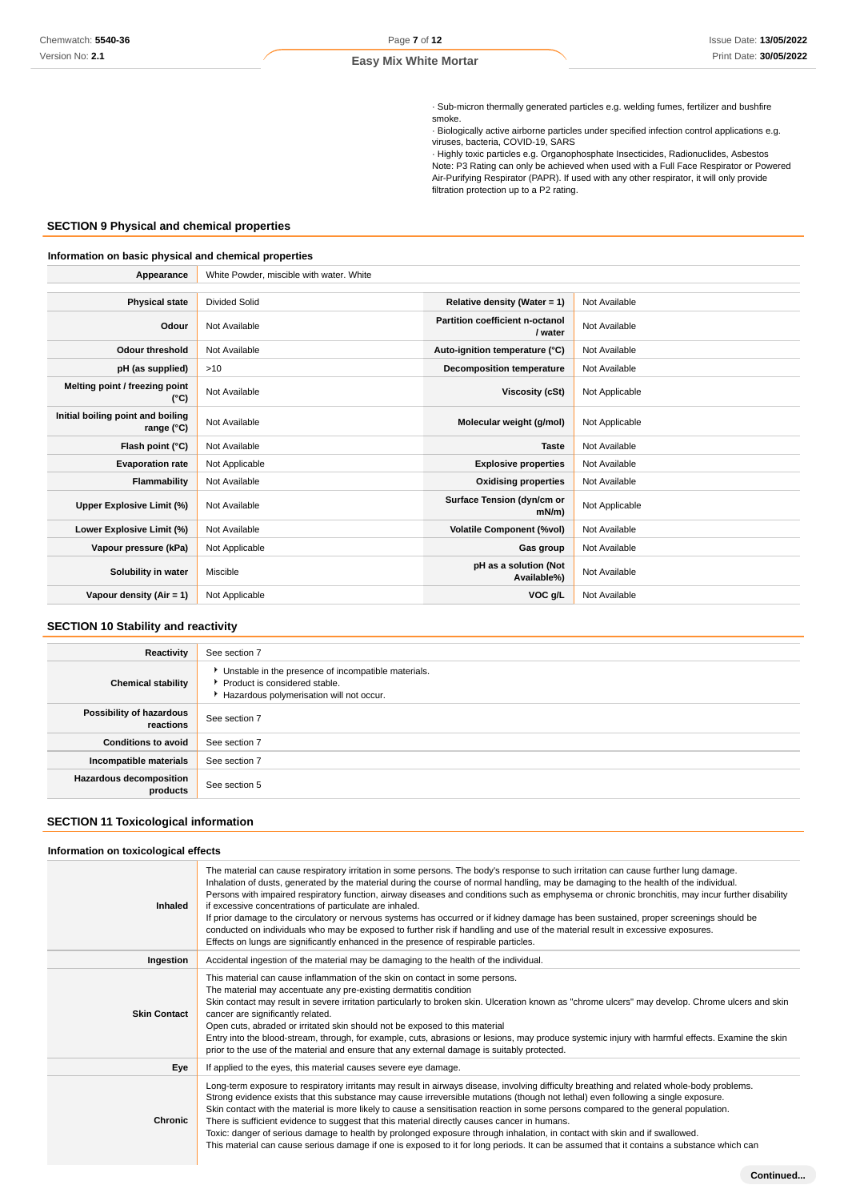· Sub-micron thermally generated particles e.g. welding fumes, fertilizer and bushfire smoke.
· Biologically active airborne particles under specified infection control applications e.g. viruses, bacteria, COVID-19, SARS
· Highly toxic particles e.g. Organophosphate Insecticides, Radionuclides, Asbestos
Note: P3 Rating can only be achieved when used with a Full Face Respirator or Powered Air-Purifying Respirator (PAPR). If used with any other respirator, it will only provide filtration protection up to a P2 rating.

## SECTION 9 Physical and chemical properties

### Information on basic physical and chemical properties

| **Appearance** | White Powder, miscible with water. White | | |
|---|---|---|---|
| **Physical state** | Divided Solid | **Relative density (Water = 1)** | Not Available |
| **Odour** | Not Available | **Partition coefficient n-octanol / water** | Not Available |
| **Odour threshold** | Not Available | **Auto-ignition temperature (°C)** | Not Available |
| **pH (as supplied)** | >10 | **Decomposition temperature** | Not Available |
| **Melting point / freezing point (°C)** | Not Available | **Viscosity (cSt)** | Not Applicable |
| **Initial boiling point and boiling range (°C)** | Not Available | **Molecular weight (g/mol)** | Not Applicable |
| **Flash point (°C)** | Not Available | **Taste** | Not Available |
| **Evaporation rate** | Not Applicable | **Explosive properties** | Not Available |
| **Flammability** | Not Available | **Oxidising properties** | Not Available |
| **Upper Explosive Limit (%)** | Not Available | **Surface Tension (dyn/cm or mN/m)** | Not Applicable |
| **Lower Explosive Limit (%)** | Not Available | **Volatile Component (%vol)** | Not Available |
| **Vapour pressure (kPa)** | Not Applicable | **Gas group** | Not Available |
| **Solubility in water** | Miscible | **pH as a solution (Not Available%)** | Not Available |
| **Vapour density (Air = 1)** | Not Applicable | **VOC g/L** | Not Available |

## SECTION 10 Stability and reactivity

| | |
|---|---|
| **Reactivity** | See section 7 |
| **Chemical stability** | ‣ Unstable in the presence of incompatible materials.<br>‣ Product is considered stable.<br>‣ Hazardous polymerisation will not occur. |
| **Possibility of hazardous reactions** | See section 7 |
| **Conditions to avoid** | See section 7 |
| **Incompatible materials** | See section 7 |
| **Hazardous decomposition products** | See section 5 |

## SECTION 11 Toxicological information

### Information on toxicological effects

| | |
|---|---|
| **Inhaled** | The material can cause respiratory irritation in some persons. The body's response to such irritation can cause further lung damage.<br>Inhalation of dusts, generated by the material during the course of normal handling, may be damaging to the health of the individual.<br>Persons with impaired respiratory function, airway diseases and conditions such as emphysema or chronic bronchitis, may incur further disability if excessive concentrations of particulate are inhaled.<br>If prior damage to the circulatory or nervous systems has occurred or if kidney damage has been sustained, proper screenings should be conducted on individuals who may be exposed to further risk if handling and use of the material result in excessive exposures.<br>Effects on lungs are significantly enhanced in the presence of respirable particles. |
| **Ingestion** | Accidental ingestion of the material may be damaging to the health of the individual. |
| **Skin Contact** | This material can cause inflammation of the skin on contact in some persons.<br>The material may accentuate any pre-existing dermatitis condition<br>Skin contact may result in severe irritation particularly to broken skin. Ulceration known as "chrome ulcers" may develop. Chrome ulcers and skin cancer are significantly related.<br>Open cuts, abraded or irritated skin should not be exposed to this material<br>Entry into the blood-stream, through, for example, cuts, abrasions or lesions, may produce systemic injury with harmful effects. Examine the skin prior to the use of the material and ensure that any external damage is suitably protected. |
| **Eye** | If applied to the eyes, this material causes severe eye damage. |
| **Chronic** | Long-term exposure to respiratory irritants may result in airways disease, involving difficulty breathing and related whole-body problems.<br>Strong evidence exists that this substance may cause irreversible mutations (though not lethal) even following a single exposure.<br>Skin contact with the material is more likely to cause a sensitisation reaction in some persons compared to the general population.<br>There is sufficient evidence to suggest that this material directly causes cancer in humans.<br>Toxic: danger of serious damage to health by prolonged exposure through inhalation, in contact with skin and if swallowed.<br>This material can cause serious damage if one is exposed to it for long periods. It can be assumed that it contains a substance which can |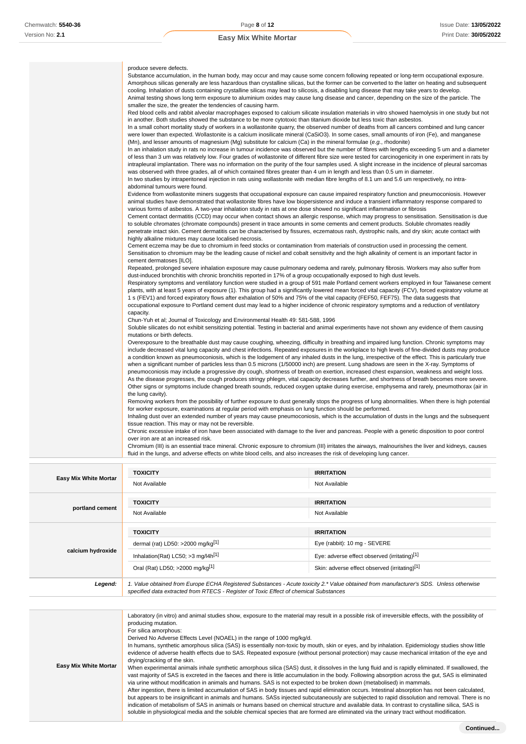| | |
|---|---|
| | produce severe defects.<br>Substance accumulation, in the human body, may occur and may cause some concern following repeated or long-term occupational exposure.<br>Amorphous silicas generally are less hazardous than crystalline silicas, but the former can be converted to the latter on heating and subsequent cooling. Inhalation of dusts containing crystalline silicas may lead to silicosis, a disabling lung disease that may take years to develop.<br>Animal testing shows long term exposure to aluminium oxides may cause lung disease and cancer, depending on the size of the particle. The smaller the size, the greater the tendencies of causing harm.<br>Red blood cells and rabbit alveolar macrophages exposed to calcium silicate insulation materials in vitro showed haemolysis in one study but not in another. Both studies showed the substance to be more cytotoxic than titanium dioxide but less toxic than asbestos.<br>In a small cohort mortality study of workers in a wollastonite quarry, the observed number of deaths from all cancers combined and lung cancer were lower than expected. Wollastonite is a calcium inosilicate mineral ($CaSiO_3$). In some cases, small amounts of iron (Fe), and manganese (Mn), and lesser amounts of magnesium (Mg) substitute for calcium (Ca) in the mineral formulae (*e.g.*, rhodonite)<br>In an inhalation study in rats no increase in tumour incidence was observed but the number of fibres with lengths exceeding 5 um and a diameter of less than 3 um was relatively low. Four grades of wollastonite of different fibre size were tested for carcinogenicity in one experiment in rats by intrapleural implantation. There was no information on the purity of the four samples used. A slight increase in the incidence of pleural sarcomas was observed with three grades, all of which contained fibres greater than 4 um in length and less than 0.5 um in diameter.<br>In two studies by intraperitoneal injection in rats using wollastonite with median fibre lengths of 8.1 um and 5.6 um respectively, no intra-abdominal tumours were found.<br>Evidence from wollastonite miners suggests that occupational exposure can cause impaired respiratory function and pneumoconiosis. However animal studies have demonstrated that wollastonite fibres have low biopersistence and induce a transient inflammatory response compared to various forms of asbestos. A two-year inhalation study in rats at one dose showed no significant inflammation or fibrosis<br>Cement contact dermatitis (CCD) may occur when contact shows an allergic response, which may progress to sensitisation. Sensitisation is due to soluble chromates (chromate compounds) present in trace amounts in some cements and cement products. Soluble chromates readily penetrate intact skin. Cement dermatitis can be characterised by fissures, eczematous rash, dystrophic nails, and dry skin; acute contact with highly alkaline mixtures may cause localised necrosis.<br>Cement eczema may be due to chromium in feed stocks or contamination from materials of construction used in processing the cement. Sensitisation to chromium may be the leading cause of nickel and cobalt sensitivity and the high alkalinity of cement is an important factor in cement dermatoses [ILO].<br>Repeated, prolonged severe inhalation exposure may cause pulmonary oedema and rarely, pulmonary fibrosis. Workers may also suffer from dust-induced bronchitis with chronic bronchitis reported in 17% of a group occupationally exposed to high dust levels.<br>Respiratory symptoms and ventilatory function were studied in a group of 591 male Portland cement workers employed in four Taiwanese cement plants, with at least 5 years of exposure (1). This group had a significantly lowered mean forced vital capacity (FCV), forced expiratory volume at 1 s (FEV1) and forced expiratory flows after exhalation of 50% and 75% of the vital capacity (FEF50, FEF75). The data suggests that occupational exposure to Portland cement dust may lead to a higher incidence of chronic respiratory symptoms and a reduction of ventilatory capacity.<br>Chun-Yuh et al; Journal of Toxicology and Environmental Health 49: 581-588, 1996<br>Soluble silicates do not exhibit sensitizing potential. Testing in bacterial and animal experiments have not shown any evidence of them causing mutations or birth defects.<br>Overexposure to the breathable dust may cause coughing, wheezing, difficulty in breathing and impaired lung function. Chronic symptoms may include decreased vital lung capacity and chest infections. Repeated exposures in the workplace to high levels of fine-divided dusts may produce a condition known as pneumoconiosis, which is the lodgement of any inhaled dusts in the lung, irrespective of the effect. This is particularly true when a significant number of particles less than 0.5 microns (1/50000 inch) are present. Lung shadows are seen in the X-ray. Symptoms of pneumoconiosis may include a progressive dry cough, shortness of breath on exertion, increased chest expansion, weakness and weight loss. As the disease progresses, the cough produces stringy phlegm, vital capacity decreases further, and shortness of breath becomes more severe. Other signs or symptoms include changed breath sounds, reduced oxygen uptake during exercise, emphysema and rarely, pneumothorax (air in the lung cavity).<br>Removing workers from the possibility of further exposure to dust generally stops the progress of lung abnormalities. When there is high potential for worker exposure, examinations at regular period with emphasis on lung function should be performed.<br>Inhaling dust over an extended number of years may cause pneumoconiosis, which is the accumulation of dusts in the lungs and the subsequent tissue reaction. This may or may not be reversible.<br>Chronic excessive intake of iron have been associated with damage to the liver and pancreas. People with a genetic disposition to poor control over iron are at an increased risk.<br>Chromium (III) is an essential trace mineral. Chronic exposure to chromium (III) irritates the airways, malnourishes the liver and kidneys, causes fluid in the lungs, and adverse effects on white blood cells, and also increases the risk of developing lung cancer. |

| | TOXICITY | IRRITATION |
|---|---|---|
| **Easy Mix White Mortar** | Not Available | Not Available |
| **portland cement** | Not Available | Not Available |
| **calcium hydroxide** | dermal (rat) LD50: >2000 mg/kg[1] | Eye (rabbit): 10 mg - SEVERE |
| | Inhalation(Rat) LC50; >3 mg/l4h[1] | Eye: adverse effect observed (irritating)[1] |
| | Oral (Rat) LD50; >2000 mg/kg[1] | Skin: adverse effect observed (irritating)[1] |
| ***Legend:*** | *1. Value obtained from Europe ECHA Registered Substances - Acute toxicity 2.\* Value obtained from manufacturer's SDS. Unless otherwise specified data extracted from RTECS - Register of Toxic Effect of chemical Substances* | |

| | |
|---|---|
| **Easy Mix White Mortar** | Laboratory (in vitro) and animal studies show, exposure to the material may result in a possible risk of irreversible effects, with the possibility of producing mutation.<br>For silica amorphous:<br>Derived No Adverse Effects Level (NOAEL) in the range of 1000 mg/kg/d.<br>In humans, synthetic amorphous silica (SAS) is essentially non-toxic by mouth, skin or eyes, and by inhalation. Epidemiology studies show little evidence of adverse health effects due to SAS. Repeated exposure (without personal protection) may cause mechanical irritation of the eye and drying/cracking of the skin.<br>When experimental animals inhale synthetic amorphous silica (SAS) dust, it dissolves in the lung fluid and is rapidly eliminated. If swallowed, the vast majority of SAS is excreted in the faeces and there is little accumulation in the body. Following absorption across the gut, SAS is eliminated via urine without modification in animals and humans. SAS is not expected to be broken down (metabolised) in mammals.<br>After ingestion, there is limited accumulation of SAS in body tissues and rapid elimination occurs. Intestinal absorption has not been calculated, but appears to be insignificant in animals and humans. SASs injected subcutaneously are subjected to rapid dissolution and removal. There is no indication of metabolism of SAS in animals or humans based on chemical structure and available data. In contrast to crystalline silica, SAS is soluble in physiological media and the soluble chemical species that are formed are eliminated via the urinary tract without modification. |

**Continued...**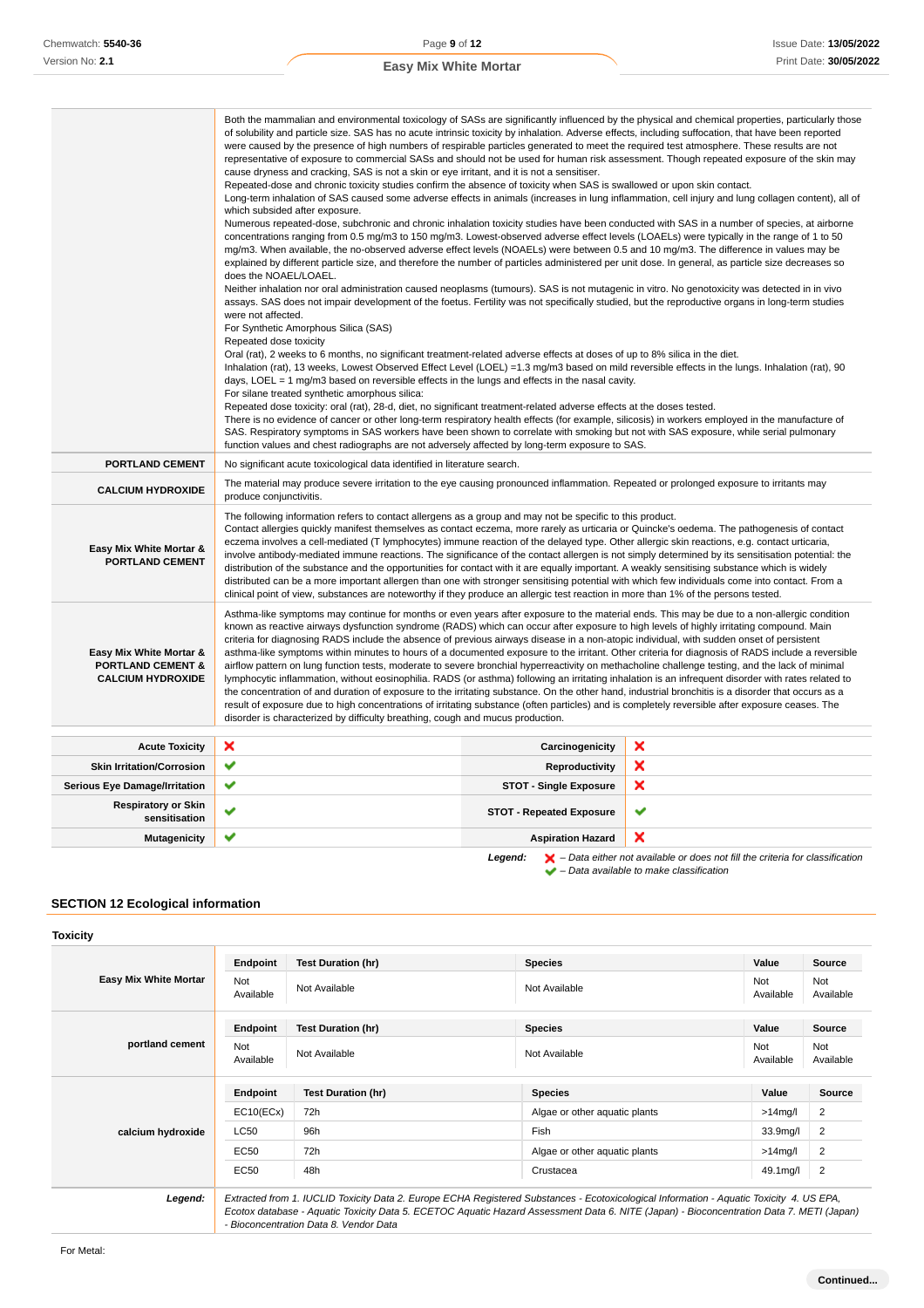| | |
|---|---|
| | Both the mammalian and environmental toxicology of SASs are significantly influenced by the physical and chemical properties, particularly those of solubility and particle size. SAS has no acute intrinsic toxicity by inhalation. Adverse effects, including suffocation, that have been reported were caused by the presence of high numbers of respirable particles generated to meet the required test atmosphere. These results are not representative of exposure to commercial SASs and should not be used for human risk assessment. Though repeated exposure of the skin may cause dryness and cracking, SAS is not a skin or eye irritant, and it is not a sensitiser.<br>Repeated-dose and chronic toxicity studies confirm the absence of toxicity when SAS is swallowed or upon skin contact.<br>Long-term inhalation of SAS caused some adverse effects in animals (increases in lung inflammation, cell injury and lung collagen content), all of which subsided after exposure.<br>Numerous repeated-dose, subchronic and chronic inhalation toxicity studies have been conducted with SAS in a number of species, at airborne concentrations ranging from 0.5 mg/m3 to 150 mg/m3. Lowest-observed adverse effect levels (LOAELs) were typically in the range of 1 to 50 mg/m3. When available, the no-observed adverse effect levels (NOAELs) were between 0.5 and 10 mg/m3. The difference in values may be explained by different particle size, and therefore the number of particles administered per unit dose. In general, as particle size decreases so does the NOAEL/LOAEL.<br>Neither inhalation nor oral administration caused neoplasms (tumours). SAS is not mutagenic in vitro. No genotoxicity was detected in in vivo assays. SAS does not impair development of the foetus. Fertility was not specifically studied, but the reproductive organs in long-term studies were not affected.<br>For Synthetic Amorphous Silica (SAS)<br>Repeated dose toxicity<br>Oral (rat), 2 weeks to 6 months, no significant treatment-related adverse effects at doses of up to 8% silica in the diet.<br>Inhalation (rat), 13 weeks, Lowest Observed Effect Level (LOEL) =1.3 mg/m3 based on mild reversible effects in the lungs. Inhalation (rat), 90 days, LOEL = 1 mg/m3 based on reversible effects in the lungs and effects in the nasal cavity.<br>For silane treated synthetic amorphous silica:<br>Repeated dose toxicity: oral (rat), 28-d, diet, no significant treatment-related adverse effects at the doses tested.<br>There is no evidence of cancer or other long-term respiratory health effects (for example, silicosis) in workers employed in the manufacture of SAS. Respiratory symptoms in SAS workers have been shown to correlate with smoking but not with SAS exposure, while serial pulmonary function values and chest radiographs are not adversely affected by long-term exposure to SAS. |
| **PORTLAND CEMENT** | No significant acute toxicological data identified in literature search. |
| **CALCIUM HYDROXIDE** | The material may produce severe irritation to the eye causing pronounced inflammation. Repeated or prolonged exposure to irritants may produce conjunctivitis. |
| **Easy Mix White Mortar & PORTLAND CEMENT** | The following information refers to contact allergens as a group and may not be specific to this product.<br>Contact allergies quickly manifest themselves as contact eczema, more rarely as urticaria or Quincke's oedema. The pathogenesis of contact eczema involves a cell-mediated (T lymphocytes) immune reaction of the delayed type. Other allergic skin reactions, e.g. contact urticaria, involve antibody-mediated immune reactions. The significance of the contact allergen is not simply determined by its sensitisation potential: the distribution of the substance and the opportunities for contact with it are equally important. A weakly sensitising substance which is widely distributed can be a more important allergen than one with stronger sensitising potential with which few individuals come into contact. From a clinical point of view, substances are noteworthy if they produce an allergic test reaction in more than 1% of the persons tested. |
| **Easy Mix White Mortar & PORTLAND CEMENT & CALCIUM HYDROXIDE** | Asthma-like symptoms may continue for months or even years after exposure to the material ends. This may be due to a non-allergic condition known as reactive airways dysfunction syndrome (RADS) which can occur after exposure to high levels of highly irritating compound. Main criteria for diagnosing RADS include the absence of previous airways disease in a non-atopic individual, with sudden onset of persistent asthma-like symptoms within minutes to hours of a documented exposure to the irritant. Other criteria for diagnosis of RADS include a reversible airflow pattern on lung function tests, moderate to severe bronchial hyperreactivity on methacholine challenge testing, and the lack of minimal lymphocytic inflammation, without eosinophilia. RADS (or asthma) following an irritating inhalation is an infrequent disorder with rates related to the concentration of and duration of exposure to the irritating substance. On the other hand, industrial bronchitis is a disorder that occurs as a result of exposure due to high concentrations of irritating substance (often particles) and is completely reversible after exposure ceases. The disorder is characterized by difficulty breathing, cough and mucus production. |

| | | | |
|---|---|---|---|
| **Acute Toxicity** | ✘ | **Carcinogenicity** | ✘ |
| **Skin Irritation/Corrosion** | ✔ | **Reproductivity** | ✘ |
| **Serious Eye Damage/Irritation** | ✔ | **STOT - Single Exposure** | ✘ |
| **Respiratory or Skin sensitisation** | ✔ | **STOT - Repeated Exposure** | ✔ |
| **Mutagenicity** | ✔ | **Aspiration Hazard** | ✘ |

***Legend:*** ✘ *– Data either not available or does not fill the criteria for classification*
✔ *– Data available to make classification*

## SECTION 12 Ecological information

### Toxicity

**Easy Mix White Mortar**

| Endpoint | Test Duration (hr) | Species | Value | Source |
|---|---|---|---|---|
| Not Available | Not Available | Not Available | Not Available | Not Available |

**portland cement**

| Endpoint | Test Duration (hr) | Species | Value | Source |
|---|---|---|---|---|
| Not Available | Not Available | Not Available | Not Available | Not Available |

**calcium hydroxide**

| Endpoint | Test Duration (hr) | Species | Value | Source |
|---|---|---|---|---|
| EC10(ECx) | 72h | Algae or other aquatic plants | >14mg/l | 2 |
| LC50 | 96h | Fish | 33.9mg/l | 2 |
| EC50 | 72h | Algae or other aquatic plants | >14mg/l | 2 |
| EC50 | 48h | Crustacea | 49.1mg/l | 2 |

***Legend:*** *Extracted from 1. IUCLID Toxicity Data 2. Europe ECHA Registered Substances - Ecotoxicological Information - Aquatic Toxicity 4. US EPA, Ecotox database - Aquatic Toxicity Data 5. ECETOC Aquatic Hazard Assessment Data 6. NITE (Japan) - Bioconcentration Data 7. METI (Japan) - Bioconcentration Data 8. Vendor Data*

For Metal: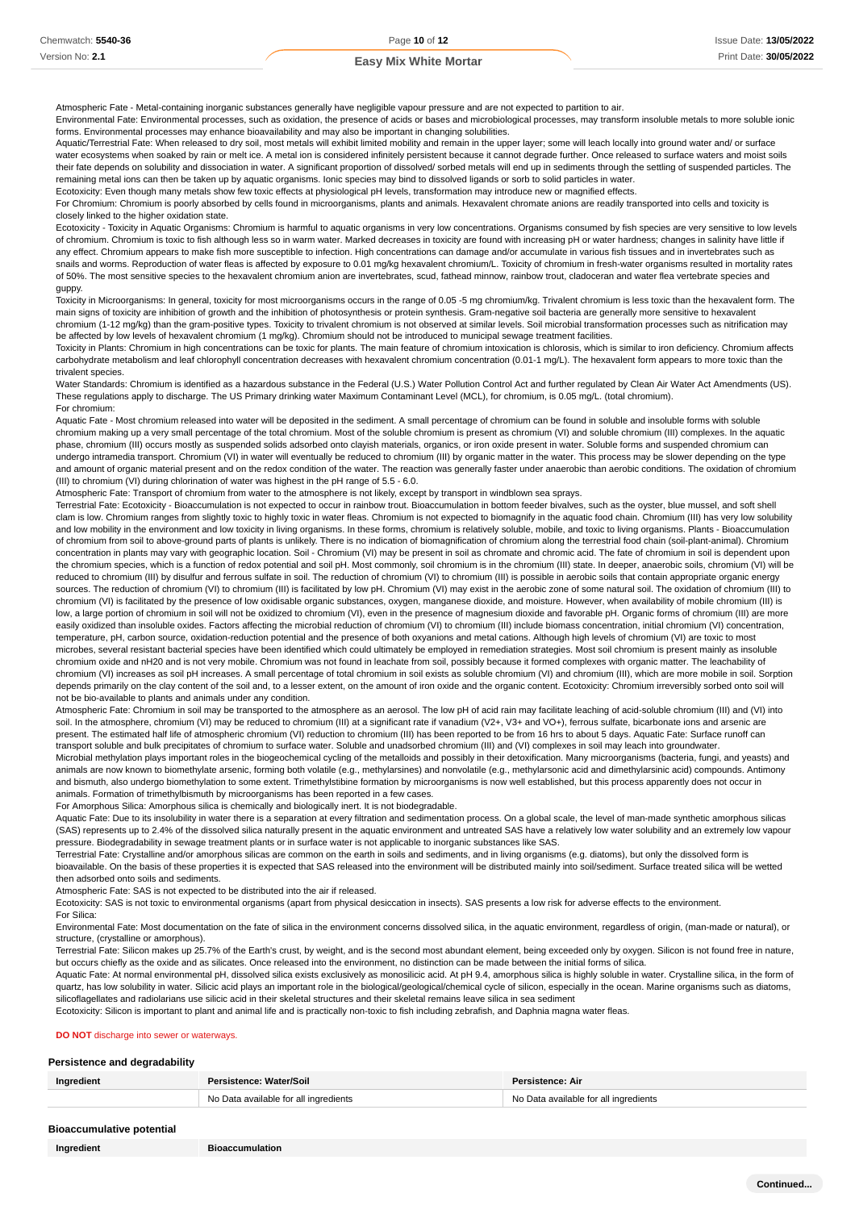Atmospheric Fate - Metal-containing inorganic substances generally have negligible vapour pressure and are not expected to partition to air.
Environmental Fate: Environmental processes, such as oxidation, the presence of acids or bases and microbiological processes, may transform insoluble metals to more soluble ionic forms. Environmental processes may enhance bioavailability and may also be important in changing solubilities.
Aquatic/Terrestrial Fate: When released to dry soil, most metals will exhibit limited mobility and remain in the upper layer; some will leach locally into ground water and/ or surface water ecosystems when soaked by rain or melt ice. A metal ion is considered infinitely persistent because it cannot degrade further. Once released to surface waters and moist soils their fate depends on solubility and dissociation in water. A significant proportion of dissolved/ sorbed metals will end up in sediments through the settling of suspended particles. The remaining metal ions can then be taken up by aquatic organisms. Ionic species may bind to dissolved ligands or sorb to solid particles in water.
Ecotoxicity: Even though many metals show few toxic effects at physiological pH levels, transformation may introduce new or magnified effects.
For Chromium: Chromium is poorly absorbed by cells found in microorganisms, plants and animals. Hexavalent chromate anions are readily transported into cells and toxicity is closely linked to the higher oxidation state.
Ecotoxicity - Toxicity in Aquatic Organisms: Chromium is harmful to aquatic organisms in very low concentrations. Organisms consumed by fish species are very sensitive to low levels of chromium. Chromium is toxic to fish although less so in warm water. Marked decreases in toxicity are found with increasing pH or water hardness; changes in salinity have little if any effect. Chromium appears to make fish more susceptible to infection. High concentrations can damage and/or accumulate in various fish tissues and in invertebrates such as snails and worms. Reproduction of water fleas is affected by exposure to 0.01 mg/kg hexavalent chromium/L. Toxicity of chromium in fresh-water organisms resulted in mortality rates of 50%. The most sensitive species to the hexavalent chromium anion are invertebrates, scud, fathead minnow, rainbow trout, cladoceran and water flea vertebrate species and guppy.
Toxicity in Microorganisms: In general, toxicity for most microorganisms occurs in the range of 0.05 -5 mg chromium/kg. Trivalent chromium is less toxic than the hexavalent form. The main signs of toxicity are inhibition of growth and the inhibition of photosynthesis or protein synthesis. Gram-negative soil bacteria are generally more sensitive to hexavalent chromium (1-12 mg/kg) than the gram-positive types. Toxicity to trivalent chromium is not observed at similar levels. Soil microbial transformation processes such as nitrification may be affected by low levels of hexavalent chromium (1 mg/kg). Chromium should not be introduced to municipal sewage treatment facilities.
Toxicity in Plants: Chromium in high concentrations can be toxic for plants. The main feature of chromium intoxication is chlorosis, which is similar to iron deficiency. Chromium affects carbohydrate metabolism and leaf chlorophyll concentration decreases with hexavalent chromium concentration (0.01-1 mg/L). The hexavalent form appears to more toxic than the trivalent species.
Water Standards: Chromium is identified as a hazardous substance in the Federal (U.S.) Water Pollution Control Act and further regulated by Clean Air Water Act Amendments (US). These regulations apply to discharge. The US Primary drinking water Maximum Contaminant Level (MCL), for chromium, is 0.05 mg/L. (total chromium).
For chromium:
Aquatic Fate - Most chromium released into water will be deposited in the sediment. A small percentage of chromium can be found in soluble and insoluble forms with soluble chromium making up a very small percentage of the total chromium. Most of the soluble chromium is present as chromium (VI) and soluble chromium (III) complexes. In the aquatic phase, chromium (III) occurs mostly as suspended solids adsorbed onto clayish materials, organics, or iron oxide present in water. Soluble forms and suspended chromium can undergo intramedia transport. Chromium (VI) in water will eventually be reduced to chromium (III) by organic matter in the water. This process may be slower depending on the type and amount of organic material present and on the redox condition of the water. The reaction was generally faster under anaerobic than aerobic conditions. The oxidation of chromium (III) to chromium (VI) during chlorination of water was highest in the pH range of 5.5 - 6.0.
Atmospheric Fate: Transport of chromium from water to the atmosphere is not likely, except by transport in windblown sea sprays.
Terrestrial Fate: Ecotoxicity - Bioaccumulation is not expected to occur in rainbow trout. Bioaccumulation in bottom feeder bivalves, such as the oyster, blue mussel, and soft shell clam is low. Chromium ranges from slightly toxic to highly toxic in water fleas. Chromium is not expected to biomagnify in the aquatic food chain. Chromium (III) has very low solubility and low mobility in the environment and low toxicity in living organisms. In these forms, chromium is relatively soluble, mobile, and toxic to living organisms. Plants - Bioaccumulation of chromium from soil to above-ground parts of plants is unlikely. There is no indication of biomagnification of chromium along the terrestrial food chain (soil-plant-animal). Chromium concentration in plants may vary with geographic location. Soil - Chromium (VI) may be present in soil as chromate and chromic acid. The fate of chromium in soil is dependent upon the chromium species, which is a function of redox potential and soil pH. Most commonly, soil chromium is in the chromium (III) state. In deeper, anaerobic soils, chromium (VI) will be reduced to chromium (III) by disulfur and ferrous sulfate in soil. The reduction of chromium (VI) to chromium (III) is possible in aerobic soils that contain appropriate organic energy sources. The reduction of chromium (VI) to chromium (III) is facilitated by low pH. Chromium (VI) may exist in the aerobic zone of some natural soil. The oxidation of chromium (III) to chromium (VI) is facilitated by the presence of low oxidisable organic substances, oxygen, manganese dioxide, and moisture. However, when availability of mobile chromium (III) is low, a large portion of chromium in soil will not be oxidized to chromium (VI), even in the presence of magnesium dioxide and favorable pH. Organic forms of chromium (III) are more easily oxidized than insoluble oxides. Factors affecting the microbial reduction of chromium (VI) to chromium (III) include biomass concentration, initial chromium (VI) concentration, temperature, pH, carbon source, oxidation-reduction potential and the presence of both oxyanions and metal cations. Although high levels of chromium (VI) are toxic to most microbes, several resistant bacterial species have been identified which could ultimately be employed in remediation strategies. Most soil chromium is present mainly as insoluble chromium oxide and nH20 and is not very mobile. Chromium was not found in leachate from soil, possibly because it formed complexes with organic matter. The leachability of chromium (VI) increases as soil pH increases. A small percentage of total chromium in soil exists as soluble chromium (VI) and chromium (III), which are more mobile in soil. Sorption depends primarily on the clay content of the soil and, to a lesser extent, on the amount of iron oxide and the organic content. Ecotoxicity: Chromium irreversibly sorbed onto soil will not be bio-available to plants and animals under any condition.
Atmospheric Fate: Chromium in soil may be transported to the atmosphere as an aerosol. The low pH of acid rain may facilitate leaching of acid-soluble chromium (III) and (VI) into soil. In the atmosphere, chromium (VI) may be reduced to chromium (III) at a significant rate if vanadium (V2+, V3+ and VO+), ferrous sulfate, bicarbonate ions and arsenic are present. The estimated half life of atmospheric chromium (VI) reduction to chromium (III) has been reported to be from 16 hrs to about 5 days. Aquatic Fate: Surface runoff can transport soluble and bulk precipitates of chromium to surface water. Soluble and unadsorbed chromium (III) and (VI) complexes in soil may leach into groundwater.
Microbial methylation plays important roles in the biogeochemical cycling of the metalloids and possibly in their detoxification. Many microorganisms (bacteria, fungi, and yeasts) and animals are now known to biomethylate arsenic, forming both volatile (e.g., methylarsines) and nonvolatile (e.g., methylarsonic acid and dimethylarsinic acid) compounds. Antimony and bismuth, also undergo biomethylation to some extent. Trimethylstibine formation by microorganisms is now well established, but this process apparently does not occur in animals. Formation of trimethylbismuth by microorganisms has been reported in a few cases.
For Amorphous Silica: Amorphous silica is chemically and biologically inert. It is not biodegradable.
Aquatic Fate: Due to its insolubility in water there is a separation at every filtration and sedimentation process. On a global scale, the level of man-made synthetic amorphous silicas (SAS) represents up to 2.4% of the dissolved silica naturally present in the aquatic environment and untreated SAS have a relatively low water solubility and an extremely low vapour pressure. Biodegradability in sewage treatment plants or in surface water is not applicable to inorganic substances like SAS.
Terrestrial Fate: Crystalline and/or amorphous silicas are common on the earth in soils and sediments, and in living organisms (e.g. diatoms), but only the dissolved form is bioavailable. On the basis of these properties it is expected that SAS released into the environment will be distributed mainly into soil/sediment. Surface treated silica will be wetted then adsorbed onto soils and sediments.
Atmospheric Fate: SAS is not expected to be distributed into the air if released.
Ecotoxicity: SAS is not toxic to environmental organisms (apart from physical desiccation in insects). SAS presents a low risk for adverse effects to the environment.
For Silica:
Environmental Fate: Most documentation on the fate of silica in the environment concerns dissolved silica, in the aquatic environment, regardless of origin, (man-made or natural), or structure, (crystalline or amorphous).
Terrestrial Fate: Silicon makes up 25.7% of the Earth's crust, by weight, and is the second most abundant element, being exceeded only by oxygen. Silicon is not found free in nature, but occurs chiefly as the oxide and as silicates. Once released to the environment, no distinction can be made between the initial forms of silica.
Aquatic Fate: At normal environmental pH, dissolved silica exists exclusively as monosilicic acid. At pH 9.4, amorphous silica is highly soluble in water. Crystalline silica, in the form of quartz, has low solubility in water. Silicic acid plays an important role in the biological/geological/chemical cycle of silicon, especially in the ocean. Marine organisms such as diatoms, silicoflagellates and radiolarians use silicic acid in their skeletal structures and their skeletal remains leave silica in sea sediment
Ecotoxicity: Silicon is important to plant and animal life and is practically non-toxic to fish including zebrafish, and Daphnia magna water fleas.

**DO NOT** discharge into sewer or waterways.

### Persistence and degradability

| Ingredient | Persistence: Water/Soil | Persistence: Air |
|---|---|---|
| | No Data available for all ingredients | No Data available for all ingredients |

### Bioaccumulative potential

| Ingredient | Bioaccumulation |
|---|---|

Continued...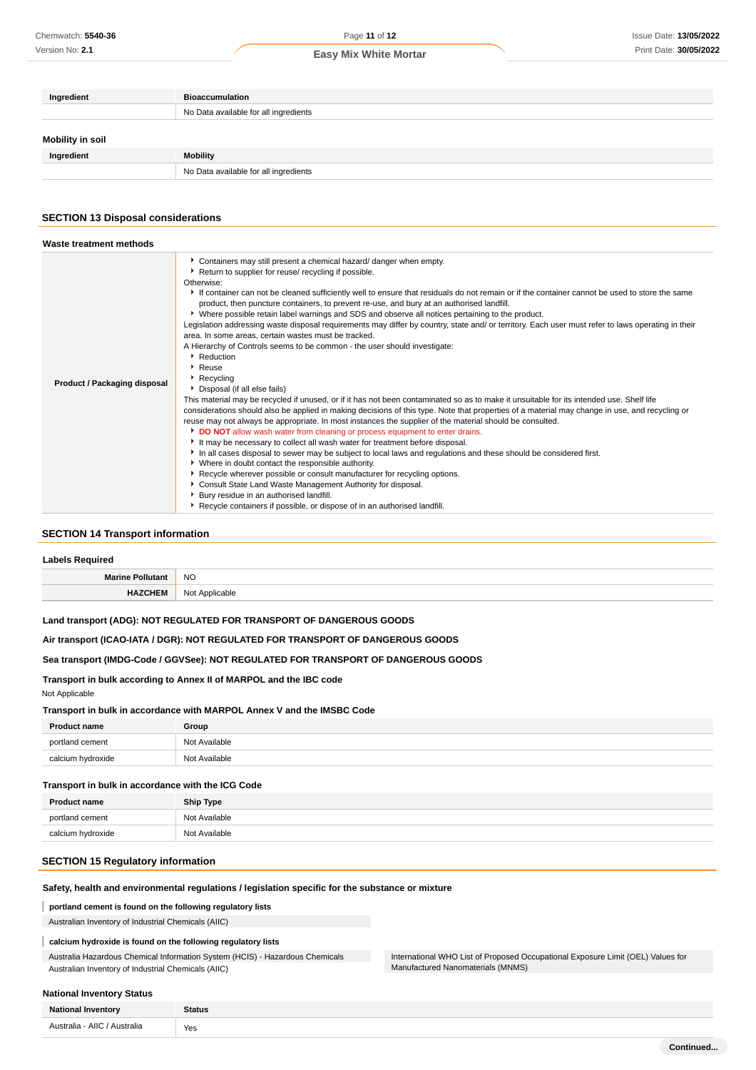| Ingredient | Bioaccumulation |
|---|---|
| | No Data available for all ingredients |

### Mobility in soil

| Ingredient | Mobility |
|---|---|
| | No Data available for all ingredients |

## SECTION 13 Disposal considerations

### Waste treatment methods

| | |
|---|---|
| **Product / Packaging disposal** | ▸ Containers may still present a chemical hazard/ danger when empty.<br>▸ Return to supplier for reuse/ recycling if possible.<br>Otherwise:<br>▸ If container can not be cleaned sufficiently well to ensure that residuals do not remain or if the container cannot be used to store the same product, then puncture containers, to prevent re-use, and bury at an authorised landfill.<br>▸ Where possible retain label warnings and SDS and observe all notices pertaining to the product.<br>Legislation addressing waste disposal requirements may differ by country, state and/ or territory. Each user must refer to laws operating in their area. In some areas, certain wastes must be tracked.<br>A Hierarchy of Controls seems to be common - the user should investigate:<br>▸ Reduction<br>▸ Reuse<br>▸ Recycling<br>▸ Disposal (if all else fails)<br>This material may be recycled if unused, or if it has not been contaminated so as to make it unsuitable for its intended use. Shelf life considerations should also be applied in making decisions of this type. Note that properties of a material may change in use, and recycling or reuse may not always be appropriate. In most instances the supplier of the material should be consulted.<br>▸ **DO NOT** allow wash water from cleaning or process equipment to enter drains.<br>▸ It may be necessary to collect all wash water for treatment before disposal.<br>▸ In all cases disposal to sewer may be subject to local laws and regulations and these should be considered first.<br>▸ Where in doubt contact the responsible authority.<br>▸ Recycle wherever possible or consult manufacturer for recycling options.<br>▸ Consult State Land Waste Management Authority for disposal.<br>▸ Bury residue in an authorised landfill.<br>▸ Recycle containers if possible, or dispose of in an authorised landfill. |

## SECTION 14 Transport information

### Labels Required

| | |
|---|---|
| **Marine Pollutant** | NO |
| **HAZCHEM** | Not Applicable |

**Land transport (ADG): NOT REGULATED FOR TRANSPORT OF DANGEROUS GOODS**

**Air transport (ICAO-IATA / DGR): NOT REGULATED FOR TRANSPORT OF DANGEROUS GOODS**

**Sea transport (IMDG-Code / GGVSee): NOT REGULATED FOR TRANSPORT OF DANGEROUS GOODS**

### Transport in bulk according to Annex II of MARPOL and the IBC code

Not Applicable

### Transport in bulk in accordance with MARPOL Annex V and the IMSBC Code

| Product name | Group |
|---|---|
| portland cement | Not Available |
| calcium hydroxide | Not Available |

### Transport in bulk in accordance with the ICG Code

| Product name | Ship Type |
|---|---|
| portland cement | Not Available |
| calcium hydroxide | Not Available |

## SECTION 15 Regulatory information

### Safety, health and environmental regulations / legislation specific for the substance or mixture

**portland cement is found on the following regulatory lists**

Australian Inventory of Industrial Chemicals (AIIC)

**calcium hydroxide is found on the following regulatory lists**

Australia Hazardous Chemical Information System (HCIS) - Hazardous Chemicals

Australian Inventory of Industrial Chemicals (AIIC)

International WHO List of Proposed Occupational Exposure Limit (OEL) Values for Manufactured Nanomaterials (MNMS)

### National Inventory Status

| National Inventory | Status |
|---|---|
| Australia - AIIC / Australia | Yes |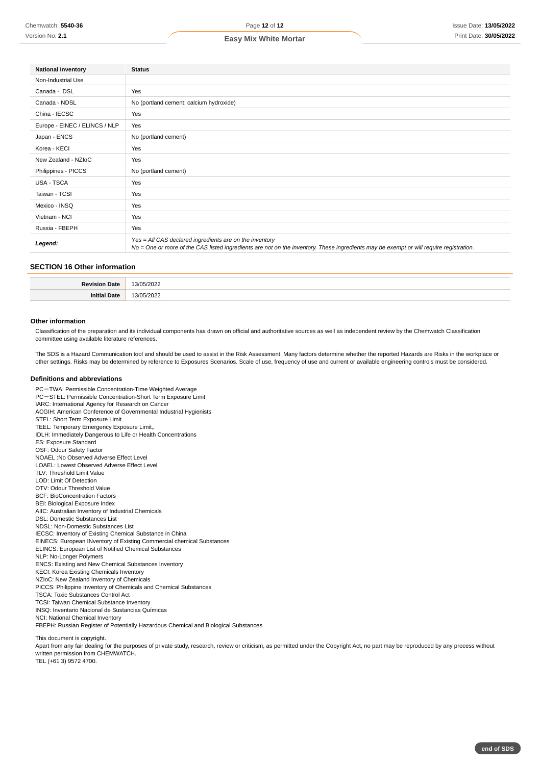| National Inventory | Status |
|---|---|
| Non-Industrial Use | |
| Canada - DSL | Yes |
| Canada - NDSL | No (portland cement; calcium hydroxide) |
| China - IECSC | Yes |
| Europe - EINEC / ELINCS / NLP | Yes |
| Japan - ENCS | No (portland cement) |
| Korea - KECI | Yes |
| New Zealand - NZIoC | Yes |
| Philippines - PICCS | No (portland cement) |
| USA - TSCA | Yes |
| Taiwan - TCSI | Yes |
| Mexico - INSQ | Yes |
| Vietnam - NCI | Yes |
| Russia - FBEPH | Yes |
| ***Legend:*** | *Yes = All CAS declared ingredients are on the inventory*<br>*No = One or more of the CAS listed ingredients are not on the inventory. These ingredients may be exempt or will require registration.* |

## SECTION 16 Other information

| | |
|---|---|
| **Revision Date** | 13/05/2022 |
| **Initial Date** | 13/05/2022 |

### Other information

Classification of the preparation and its individual components has drawn on official and authoritative sources as well as independent review by the Chemwatch Classification committee using available literature references.

The SDS is a Hazard Communication tool and should be used to assist in the Risk Assessment. Many factors determine whether the reported Hazards are Risks in the workplace or other settings. Risks may be determined by reference to Exposures Scenarios. Scale of use, frequency of use and current or available engineering controls must be considered.

### Definitions and abbreviations

PC－TWA: Permissible Concentration-Time Weighted Average
PC－STEL: Permissible Concentration-Short Term Exposure Limit
IARC: International Agency for Research on Cancer
ACGIH: American Conference of Governmental Industrial Hygienists
STEL: Short Term Exposure Limit
TEEL: Temporary Emergency Exposure Limit。
IDLH: Immediately Dangerous to Life or Health Concentrations
ES: Exposure Standard
OSF: Odour Safety Factor
NOAEL :No Observed Adverse Effect Level
LOAEL: Lowest Observed Adverse Effect Level
TLV: Threshold Limit Value
LOD: Limit Of Detection
OTV: Odour Threshold Value
BCF: BioConcentration Factors
BEI: Biological Exposure Index
AIIC: Australian Inventory of Industrial Chemicals
DSL: Domestic Substances List
NDSL: Non-Domestic Substances List
IECSC: Inventory of Existing Chemical Substance in China
EINECS: European INventory of Existing Commercial chemical Substances
ELINCS: European List of Notified Chemical Substances
NLP: No-Longer Polymers
ENCS: Existing and New Chemical Substances Inventory
KECI: Korea Existing Chemicals Inventory
NZIoC: New Zealand Inventory of Chemicals
PICCS: Philippine Inventory of Chemicals and Chemical Substances
TSCA: Toxic Substances Control Act
TCSI: Taiwan Chemical Substance Inventory
INSQ: Inventario Nacional de Sustancias Químicas
NCI: National Chemical Inventory
FBEPH: Russian Register of Potentially Hazardous Chemical and Biological Substances

This document is copyright.
Apart from any fair dealing for the purposes of private study, research, review or criticism, as permitted under the Copyright Act, no part may be reproduced by any process without written permission from CHEMWATCH.
TEL (+61 3) 9572 4700.

**end of SDS**